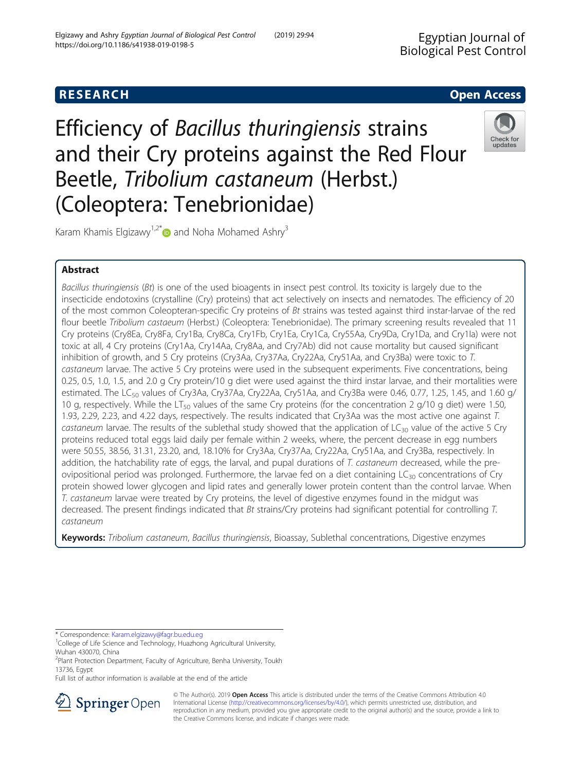RESEARCH

Open Access

# Efficiency of *Bacillus thuringiensis* strains and their Cry proteins against the Red Flour Beetle, *Tribolium castaneum* (Herbst.) (Coleoptera: Tenebrionidae)

Karam Khamis Elgizawy[1,2*] and Noha Mohamed Ashry[3]

## Abstract

*Bacillus thuringiensis* (*Bt*) is one of the used bioagents in insect pest control. Its toxicity is largely due to the insecticide endotoxins (crystalline (Cry) proteins) that act selectively on insects and nematodes. The efficiency of 20 of the most common Coleopteran-specific Cry proteins of *Bt* strains was tested against third instar-larvae of the red flour beetle *Tribolium castaeum* (Herbst.) (Coleoptera: Tenebrionidae). The primary screening results revealed that 11 Cry proteins (Cry8Ea, Cry8Fa, Cry1Ba, Cry8Ca, Cry1Fb, Cry1Ea, Cry1Ca, Cry55Aa, Cry9Da, Cry1Da, and Cry1Ia) were not toxic at all, 4 Cry proteins (Cry1Aa, Cry14Aa, Cry8Aa, and Cry7Ab) did not cause mortality but caused significant inhibition of growth, and 5 Cry proteins (Cry3Aa, Cry37Aa, Cry22Aa, Cry51Aa, and Cry3Ba) were toxic to *T. castaneum* larvae. The active 5 Cry proteins were used in the subsequent experiments. Five concentrations, being 0.25, 0.5, 1.0, 1.5, and 2.0 g Cry protein/10 g diet were used against the third instar larvae, and their mortalities were estimated. The $LC_{50}$ values of Cry3Aa, Cry37Aa, Cry22Aa, Cry51Aa, and Cry3Ba were 0.46, 0.77, 1.25, 1.45, and 1.60 g/10 g, respectively. While the $LT_{50}$ values of the same Cry proteins (for the concentration 2 g/10 g diet) were 1.50, 1.93, 2.29, 2.23, and 4.22 days, respectively. The results indicated that Cry3Aa was the most active one against *T. castaneum* larvae. The results of the sublethal study showed that the application of $LC_{30}$ value of the active 5 Cry proteins reduced total eggs laid daily per female within 2 weeks, where, the percent decrease in egg numbers were 50.55, 38.56, 31.31, 23.20, and, 18.10% for Cry3Aa, Cry37Aa, Cry22Aa, Cry51Aa, and Cry3Ba, respectively. In addition, the hatchability rate of eggs, the larval, and pupal durations of *T. castaneum* decreased, while the pre-ovipositional period was prolonged. Furthermore, the larvae fed on a diet containing $LC_{30}$ concentrations of Cry protein showed lower glycogen and lipid rates and generally lower protein content than the control larvae. When *T. castaneum* larvae were treated by Cry proteins, the level of digestive enzymes found in the midgut was decreased. The present findings indicated that *Bt* strains/Cry proteins had significant potential for controlling *T. castaneum*

**Keywords:** *Tribolium castaneum*, *Bacillus thuringiensis*, Bioassay, Sublethal concentrations, Digestive enzymes

\* Correspondence: Karam.elgizawy@fagr.bu.edu.eg

[1]College of Life Science and Technology, Huazhong Agricultural University, Wuhan 430070, China

[2]Plant Protection Department, Faculty of Agriculture, Benha University, Toukh 13736, Egypt

Full list of author information is available at the end of the article

© The Author(s). 2019 **Open Access** This article is distributed under the terms of the Creative Commons Attribution 4.0 International License (http://creativecommons.org/licenses/by/4.0/), which permits unrestricted use, distribution, and reproduction in any medium, provided you give appropriate credit to the original author(s) and the source, provide a link to the Creative Commons license, and indicate if changes were made.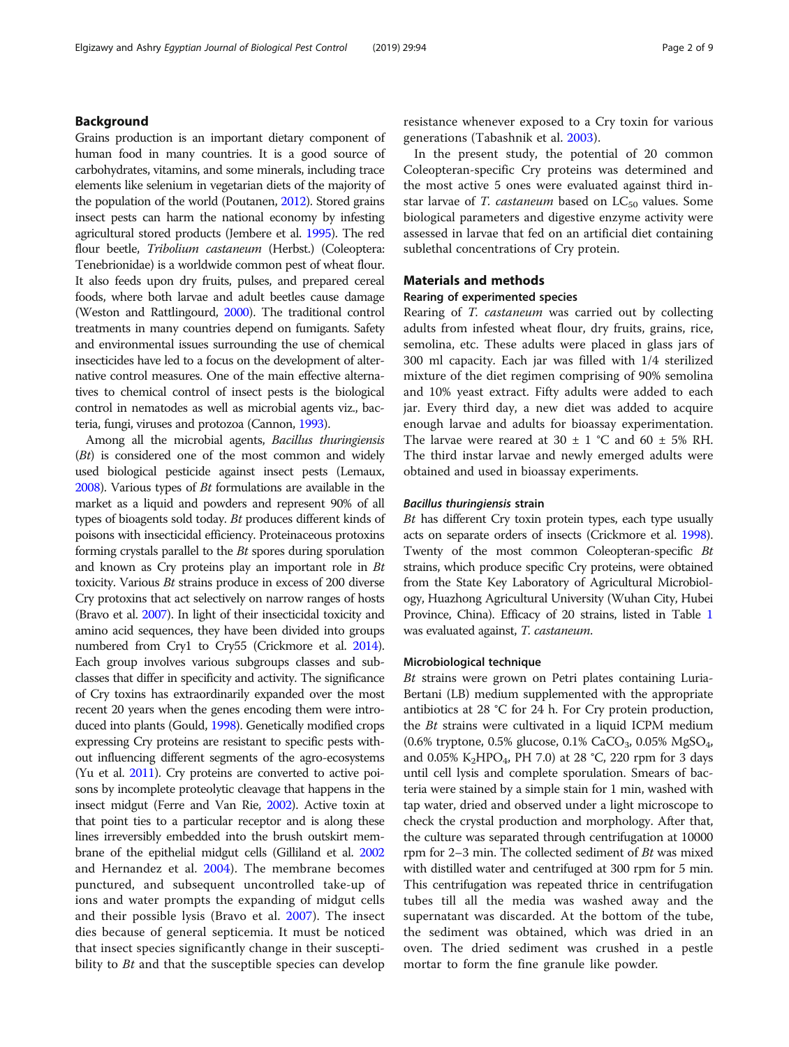## Background

Grains production is an important dietary component of human food in many countries. It is a good source of carbohydrates, vitamins, and some minerals, including trace elements like selenium in vegetarian diets of the majority of the population of the world (Poutanen, 2012). Stored grains insect pests can harm the national economy by infesting agricultural stored products (Jembere et al. 1995). The red flour beetle, *Tribolium castaneum* (Herbst.) (Coleoptera: Tenebrionidae) is a worldwide common pest of wheat flour. It also feeds upon dry fruits, pulses, and prepared cereal foods, where both larvae and adult beetles cause damage (Weston and Rattlingourd, 2000). The traditional control treatments in many countries depend on fumigants. Safety and environmental issues surrounding the use of chemical insecticides have led to a focus on the development of alternative control measures. One of the main effective alternatives to chemical control of insect pests is the biological control in nematodes as well as microbial agents viz., bacteria, fungi, viruses and protozoa (Cannon, 1993).

Among all the microbial agents, *Bacillus thuringiensis* (*Bt*) is considered one of the most common and widely used biological pesticide against insect pests (Lemaux, 2008). Various types of *Bt* formulations are available in the market as a liquid and powders and represent 90% of all types of bioagents sold today. *Bt* produces different kinds of poisons with insecticidal efficiency. Proteinaceous protoxins forming crystals parallel to the *Bt* spores during sporulation and known as Cry proteins play an important role in *Bt* toxicity. Various *Bt* strains produce in excess of 200 diverse Cry protoxins that act selectively on narrow ranges of hosts (Bravo et al. 2007). In light of their insecticidal toxicity and amino acid sequences, they have been divided into groups numbered from Cry1 to Cry55 (Crickmore et al. 2014). Each group involves various subgroups classes and subclasses that differ in specificity and activity. The significance of Cry toxins has extraordinarily expanded over the most recent 20 years when the genes encoding them were introduced into plants (Gould, 1998). Genetically modified crops expressing Cry proteins are resistant to specific pests without influencing different segments of the agro-ecosystems (Yu et al. 2011). Cry proteins are converted to active poisons by incomplete proteolytic cleavage that happens in the insect midgut (Ferre and Van Rie, 2002). Active toxin at that point ties to a particular receptor and is along these lines irreversibly embedded into the brush outskirt membrane of the epithelial midgut cells (Gilliland et al. 2002 and Hernandez et al. 2004). The membrane becomes punctured, and subsequent uncontrolled take-up of ions and water prompts the expanding of midgut cells and their possible lysis (Bravo et al. 2007). The insect dies because of general septicemia. It must be noticed that insect species significantly change in their susceptibility to *Bt* and that the susceptible species can develop resistance whenever exposed to a Cry toxin for various generations (Tabashnik et al. 2003).

In the present study, the potential of 20 common Coleopteran-specific Cry proteins was determined and the most active 5 ones were evaluated against third instar larvae of *T. castaneum* based on $LC_{50}$ values. Some biological parameters and digestive enzyme activity were assessed in larvae that fed on an artificial diet containing sublethal concentrations of Cry protein.

## Materials and methods

### Rearing of experimented species

Rearing of *T. castaneum* was carried out by collecting adults from infested wheat flour, dry fruits, grains, rice, semolina, etc. These adults were placed in glass jars of 300 ml capacity. Each jar was filled with 1/4 sterilized mixture of the diet regimen comprising of 90% semolina and 10% yeast extract. Fifty adults were added to each jar. Every third day, a new diet was added to acquire enough larvae and adults for bioassay experimentation. The larvae were reared at 30 ± 1 °C and 60 ± 5% RH. The third instar larvae and newly emerged adults were obtained and used in bioassay experiments.

#### *Bacillus thuringiensis* strain

*Bt* has different Cry toxin protein types, each type usually acts on separate orders of insects (Crickmore et al. 1998). Twenty of the most common Coleopteran-specific *Bt* strains, which produce specific Cry proteins, were obtained from the State Key Laboratory of Agricultural Microbiology, Huazhong Agricultural University (Wuhan City, Hubei Province, China). Efficacy of 20 strains, listed in Table 1 was evaluated against, *T. castaneum*.

#### Microbiological technique

*Bt* strains were grown on Petri plates containing Luria-Bertani (LB) medium supplemented with the appropriate antibiotics at 28 °C for 24 h. For Cry protein production, the *Bt* strains were cultivated in a liquid ICPM medium (0.6% tryptone, 0.5% glucose, 0.1% $CaCO_3$, 0.05% $MgSO_4$, and 0.05% $K_2HPO_4$, PH 7.0) at 28 °C, 220 rpm for 3 days until cell lysis and complete sporulation. Smears of bacteria were stained by a simple stain for 1 min, washed with tap water, dried and observed under a light microscope to check the crystal production and morphology. After that, the culture was separated through centrifugation at 10000 rpm for 2–3 min. The collected sediment of *Bt* was mixed with distilled water and centrifuged at 300 rpm for 5 min. This centrifugation was repeated thrice in centrifugation tubes till all the media was washed away and the supernatant was discarded. At the bottom of the tube, the sediment was obtained, which was dried in an oven. The dried sediment was crushed in a pestle mortar to form the fine granule like powder.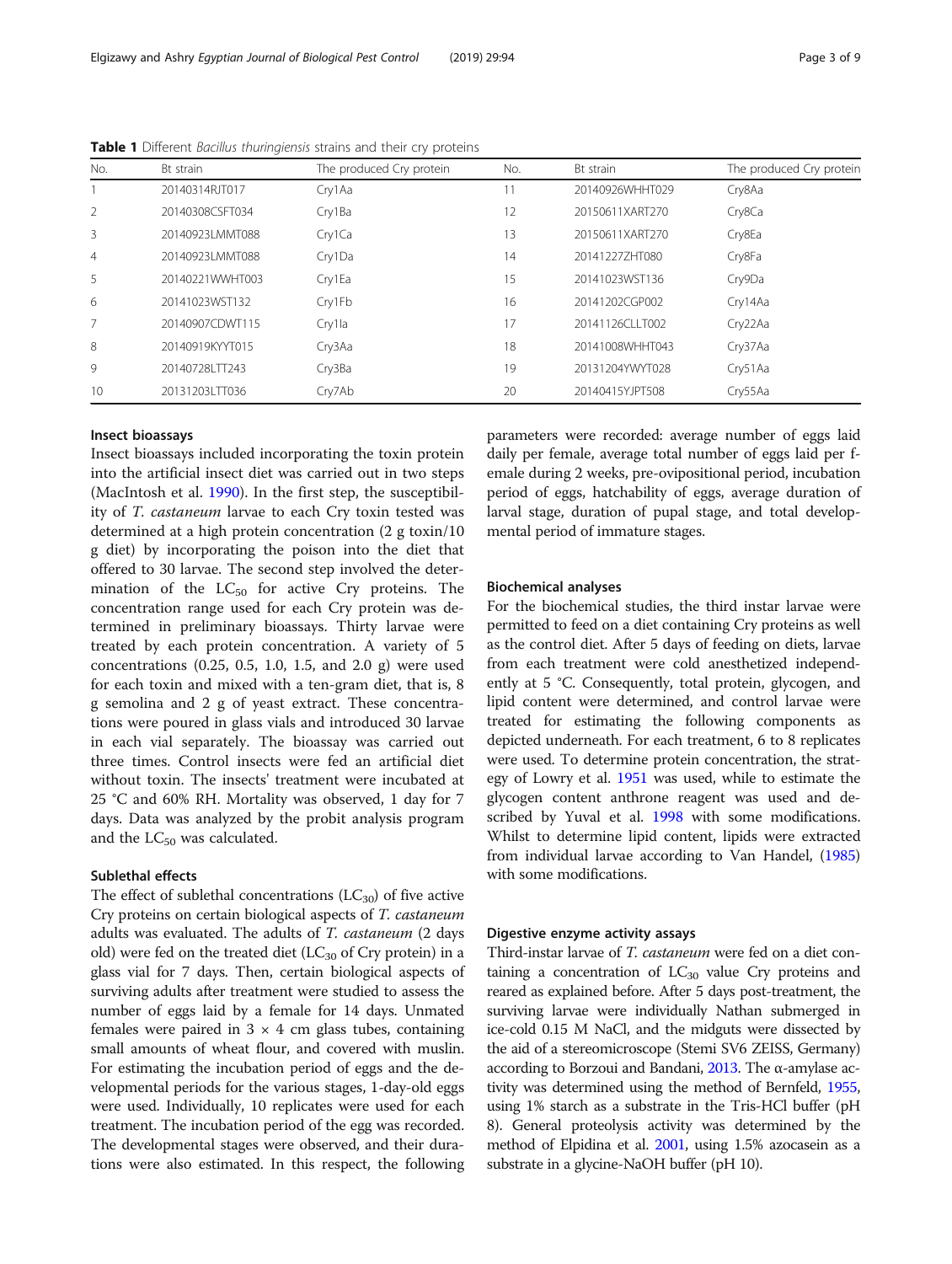**Table 1** Different *Bacillus thuringiensis* strains and their cry proteins

| No. | Bt strain | The produced Cry protein | No. | Bt strain | The produced Cry protein |
|---|---|---|---|---|---|
| 1 | 20140314RJT017 | Cry1Aa | 11 | 20140926WHHT029 | Cry8Aa |
| 2 | 20140308CSFT034 | Cry1Ba | 12 | 20150611XART270 | Cry8Ca |
| 3 | 20140923LMMT088 | Cry1Ca | 13 | 20150611XART270 | Cry8Ea |
| 4 | 20140923LMMT088 | Cry1Da | 14 | 20141227ZHT080 | Cry8Fa |
| 5 | 20140221WWHT003 | Cry1Ea | 15 | 20141023WST136 | Cry9Da |
| 6 | 20141023WST132 | Cry1Fb | 16 | 20141202CGP002 | Cry14Aa |
| 7 | 20140907CDWT115 | Cry1Ia | 17 | 20141126CLLT002 | Cry22Aa |
| 8 | 20140919KYYT015 | Cry3Aa | 18 | 20141008WHHT043 | Cry37Aa |
| 9 | 20140728LTT243 | Cry3Ba | 19 | 20131204YWYT028 | Cry51Aa |
| 10 | 20131203LTT036 | Cry7Ab | 20 | 20140415YJPT508 | Cry55Aa |

### Insect bioassays

Insect bioassays included incorporating the toxin protein into the artificial insect diet was carried out in two steps (MacIntosh et al. 1990). In the first step, the susceptibility of *T. castaneum* larvae to each Cry toxin tested was determined at a high protein concentration (2 g toxin/10 g diet) by incorporating the poison into the diet that offered to 30 larvae. The second step involved the determination of the $LC_{50}$ for active Cry proteins. The concentration range used for each Cry protein was determined in preliminary bioassays. Thirty larvae were treated by each protein concentration. A variety of 5 concentrations (0.25, 0.5, 1.0, 1.5, and 2.0 g) were used for each toxin and mixed with a ten-gram diet, that is, 8 g semolina and 2 g of yeast extract. These concentrations were poured in glass vials and introduced 30 larvae in each vial separately. The bioassay was carried out three times. Control insects were fed an artificial diet without toxin. The insects' treatment were incubated at 25 °C and 60% RH. Mortality was observed, 1 day for 7 days. Data was analyzed by the probit analysis program and the $LC_{50}$ was calculated.

### Sublethal effects

The effect of sublethal concentrations ($LC_{30}$) of five active Cry proteins on certain biological aspects of *T. castaneum* adults was evaluated. The adults of *T. castaneum* (2 days old) were fed on the treated diet ($LC_{30}$ of Cry protein) in a glass vial for 7 days. Then, certain biological aspects of surviving adults after treatment were studied to assess the number of eggs laid by a female for 14 days. Unmated females were paired in 3 × 4 cm glass tubes, containing small amounts of wheat flour, and covered with muslin. For estimating the incubation period of eggs and the developmental periods for the various stages, 1-day-old eggs were used. Individually, 10 replicates were used for each treatment. The incubation period of the egg was recorded. The developmental stages were observed, and their durations were also estimated. In this respect, the following parameters were recorded: average number of eggs laid daily per female, average total number of eggs laid per female during 2 weeks, pre-ovipositional period, incubation period of eggs, hatchability of eggs, average duration of larval stage, duration of pupal stage, and total developmental period of immature stages.

### Biochemical analyses

For the biochemical studies, the third instar larvae were permitted to feed on a diet containing Cry proteins as well as the control diet. After 5 days of feeding on diets, larvae from each treatment were cold anesthetized independently at 5 °C. Consequently, total protein, glycogen, and lipid content were determined, and control larvae were treated for estimating the following components as depicted underneath. For each treatment, 6 to 8 replicates were used. To determine protein concentration, the strategy of Lowry et al. 1951 was used, while to estimate the glycogen content anthrone reagent was used and described by Yuval et al. 1998 with some modifications. Whilst to determine lipid content, lipids were extracted from individual larvae according to Van Handel, (1985) with some modifications.

### Digestive enzyme activity assays

Third-instar larvae of *T. castaneum* were fed on a diet containing a concentration of $LC_{30}$ value Cry proteins and reared as explained before. After 5 days post-treatment, the surviving larvae were individually Nathan submerged in ice-cold 0.15 M NaCl, and the midguts were dissected by the aid of a stereomicroscope (Stemi SV6 ZEISS, Germany) according to Borzoui and Bandani, 2013. The α-amylase activity was determined using the method of Bernfeld, 1955, using 1% starch as a substrate in the Tris-HCl buffer (pH 8). General proteolysis activity was determined by the method of Elpidina et al. 2001, using 1.5% azocasein as a substrate in a glycine-NaOH buffer (pH 10).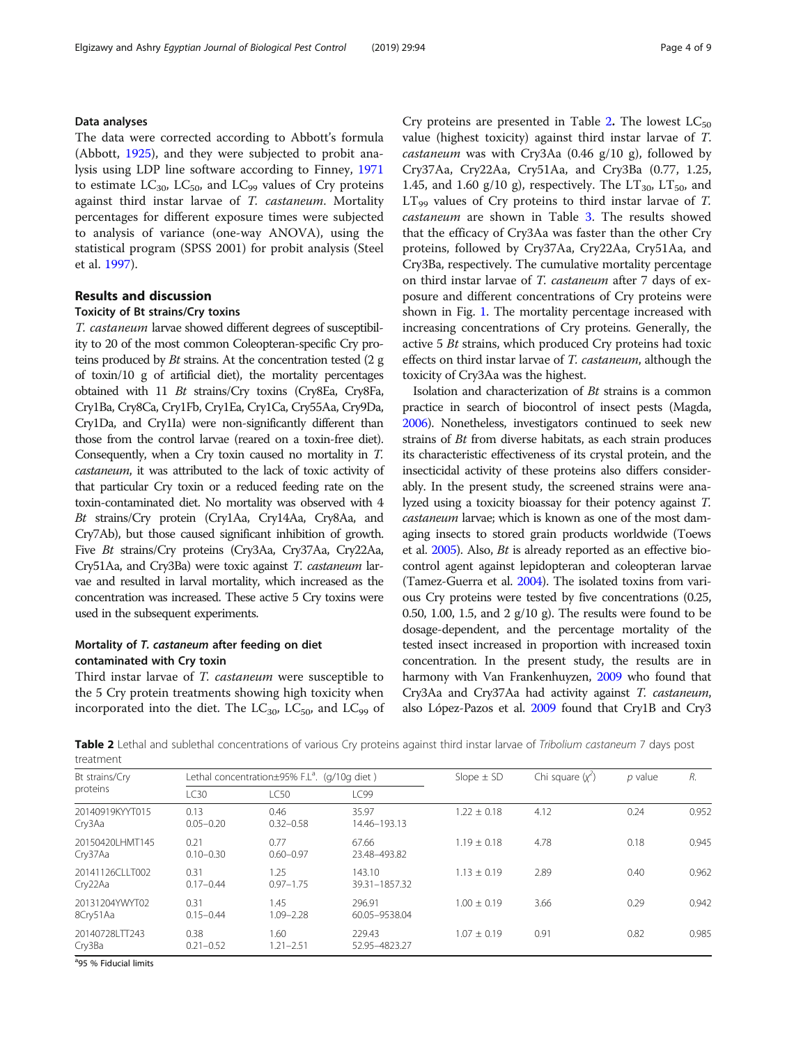### Data analyses

The data were corrected according to Abbott's formula (Abbott, 1925), and they were subjected to probit analysis using LDP line software according to Finney, 1971 to estimate $LC_{30}$, $LC_{50}$, and $LC_{99}$ values of Cry proteins against third instar larvae of *T. castaneum*. Mortality percentages for different exposure times were subjected to analysis of variance (one-way ANOVA), using the statistical program (SPSS 2001) for probit analysis (Steel et al. 1997).

## Results and discussion

### Toxicity of Bt strains/Cry toxins

*T. castaneum* larvae showed different degrees of susceptibility to 20 of the most common Coleopteran-specific Cry proteins produced by *Bt* strains. At the concentration tested (2 g of toxin/10 g of artificial diet), the mortality percentages obtained with 11 *Bt* strains/Cry toxins (Cry8Ea, Cry8Fa, Cry1Ba, Cry8Ca, Cry1Fb, Cry1Ea, Cry1Ca, Cry55Aa, Cry9Da, Cry1Da, and Cry1Ia) were non-significantly different than those from the control larvae (reared on a toxin-free diet). Consequently, when a Cry toxin caused no mortality in *T. castaneum*, it was attributed to the lack of toxic activity of that particular Cry toxin or a reduced feeding rate on the toxin-contaminated diet. No mortality was observed with 4 *Bt* strains/Cry protein (Cry1Aa, Cry14Aa, Cry8Aa, and Cry7Ab), but those caused significant inhibition of growth. Five *Bt* strains/Cry proteins (Cry3Aa, Cry37Aa, Cry22Aa, Cry51Aa, and Cry3Ba) were toxic against *T. castaneum* larvae and resulted in larval mortality, which increased as the concentration was increased. These active 5 Cry toxins were used in the subsequent experiments.

### Mortality of *T. castaneum* after feeding on diet contaminated with Cry toxin

Third instar larvae of *T. castaneum* were susceptible to the 5 Cry protein treatments showing high toxicity when incorporated into the diet. The $LC_{30}$, $LC_{50}$, and $LC_{99}$ of Cry proteins are presented in Table 2. The lowest $LC_{50}$ value (highest toxicity) against third instar larvae of *T. castaneum* was with Cry3Aa (0.46 g/10 g), followed by Cry37Aa, Cry22Aa, Cry51Aa, and Cry3Ba (0.77, 1.25, 1.45, and 1.60 g/10 g), respectively. The $LT_{30}$, $LT_{50}$, and $LT_{99}$ values of Cry proteins to third instar larvae of *T. castaneum* are shown in Table 3. The results showed that the efficacy of Cry3Aa was faster than the other Cry proteins, followed by Cry37Aa, Cry22Aa, Cry51Aa, and Cry3Ba, respectively. The cumulative mortality percentage on third instar larvae of *T. castaneum* after 7 days of exposure and different concentrations of Cry proteins were shown in Fig. 1. The mortality percentage increased with increasing concentrations of Cry proteins. Generally, the active 5 *Bt* strains, which produced Cry proteins had toxic effects on third instar larvae of *T. castaneum*, although the toxicity of Cry3Aa was the highest.

Isolation and characterization of *Bt* strains is a common practice in search of biocontrol of insect pests (Magda, 2006). Nonetheless, investigators continued to seek new strains of *Bt* from diverse habitats, as each strain produces its characteristic effectiveness of its crystal protein, and the insecticidal activity of these proteins also differs considerably. In the present study, the screened strains were analyzed using a toxicity bioassay for their potency against *T. castaneum* larvae; which is known as one of the most damaging insects to stored grain products worldwide (Toews et al. 2005). Also, *Bt* is already reported as an effective biocontrol agent against lepidopteran and coleopteran larvae (Tamez-Guerra et al. 2004). The isolated toxins from various Cry proteins were tested by five concentrations (0.25, 0.50, 1.00, 1.5, and 2 g/10 g). The results were found to be dosage-dependent, and the percentage mortality of the tested insect increased in proportion with increased toxin concentration. In the present study, the results are in harmony with Van Frankenhuyzen, 2009 who found that Cry3Aa and Cry37Aa had activity against *T. castaneum*, also López-Pazos et al. 2009 found that Cry1B and Cry3

**Table 2** Lethal and sublethal concentrations of various Cry proteins against third instar larvae of *Tribolium castaneum* 7 days post treatment

| Bt strains/Cry proteins | Lethal concentration±95% F.L.[a] (g/10g diet) | | | Slope ± SD | Chi square ($\chi^2$) | *p* value | *R.* |
|---|---|---|---|---|---|---|---|
| | LC30 | LC50 | LC99 | | | | |
| 20140919KYYT015 Cry3Aa | 0.13<br>0.05–0.20 | 0.46<br>0.32–0.58 | 35.97<br>14.46–193.13 | 1.22 ± 0.18 | 4.12 | 0.24 | 0.952 |
| 20150420LHMT145 Cry37Aa | 0.21<br>0.10–0.30 | 0.77<br>0.60–0.97 | 67.66<br>23.48–493.82 | 1.19 ± 0.18 | 4.78 | 0.18 | 0.945 |
| 20141126CLLT002 Cry22Aa | 0.31<br>0.17–0.44 | 1.25<br>0.97–1.75 | 143.10<br>39.31–1857.32 | 1.13 ± 0.19 | 2.89 | 0.40 | 0.962 |
| 20131204YWYT02 8Cry51Aa | 0.31<br>0.15–0.44 | 1.45<br>1.09–2.28 | 296.91<br>60.05–9538.04 | 1.00 ± 0.19 | 3.66 | 0.29 | 0.942 |
| 20140728LTT243 Cry3Ba | 0.38<br>0.21–0.52 | 1.60<br>1.21–2.51 | 229.43<br>52.95–4823.27 | 1.07 ± 0.19 | 0.91 | 0.82 | 0.985 |

[a]95 % Fiducial limits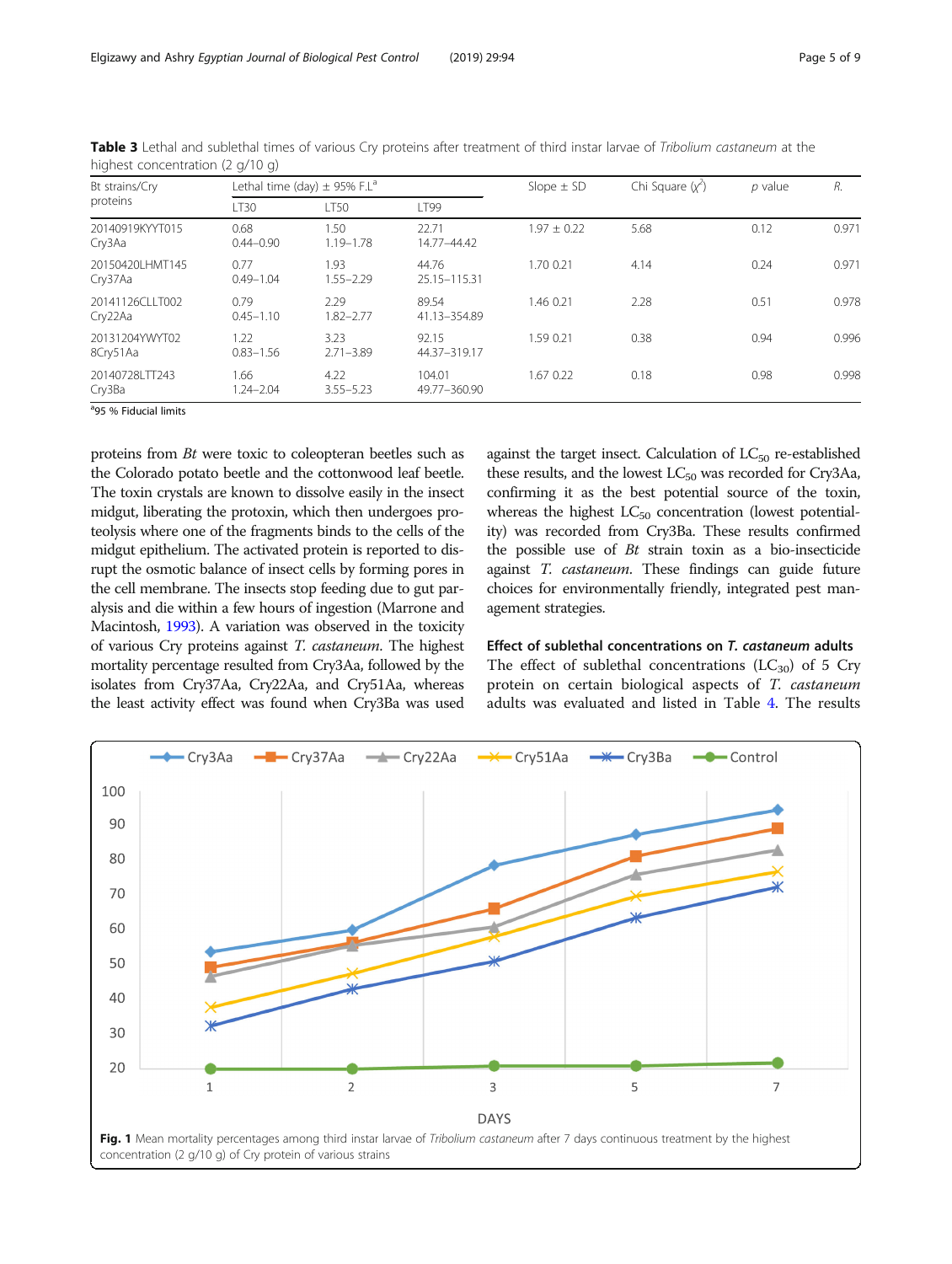**Table 3** Lethal and sublethal times of various Cry proteins after treatment of third instar larvae of *Tribolium castaneum* at the highest concentration (2 g/10 g)

| Bt strains/Cry proteins | Lethal time (day) ± 95% F.L[a] | | | Slope ± SD | Chi Square ($\chi^2$) | *p* value | *R*. |
|---|---|---|---|---|---|---|---|
| | LT30 | LT50 | LT99 | | | | |
| 20140919KYYT015 Cry3Aa | 0.68 0.44–0.90 | 1.50 1.19–1.78 | 22.71 14.77–44.42 | 1.97 ± 0.22 | 5.68 | 0.12 | 0.971 |
| 20150420LHMT145 Cry37Aa | 0.77 0.49–1.04 | 1.93 1.55–2.29 | 44.76 25.15–115.31 | 1.70 0.21 | 4.14 | 0.24 | 0.971 |
| 20141126CLLT002 Cry22Aa | 0.79 0.45–1.10 | 2.29 1.82–2.77 | 89.54 41.13–354.89 | 1.46 0.21 | 2.28 | 0.51 | 0.978 |
| 20131204YWYT02 8Cry51Aa | 1.22 0.83–1.56 | 3.23 2.71–3.89 | 92.15 44.37–319.17 | 1.59 0.21 | 0.38 | 0.94 | 0.996 |
| 20140728LTT243 Cry3Ba | 1.66 1.24–2.04 | 4.22 3.55–5.23 | 104.01 49.77–360.90 | 1.67 0.22 | 0.18 | 0.98 | 0.998 |

[a]95 % Fiducial limits

proteins from *Bt* were toxic to coleopteran beetles such as the Colorado potato beetle and the cottonwood leaf beetle. The toxin crystals are known to dissolve easily in the insect midgut, liberating the protoxin, which then undergoes proteolysis where one of the fragments binds to the cells of the midgut epithelium. The activated protein is reported to disrupt the osmotic balance of insect cells by forming pores in the cell membrane. The insects stop feeding due to gut paralysis and die within a few hours of ingestion (Marrone and Macintosh, 1993). A variation was observed in the toxicity of various Cry proteins against *T. castaneum*. The highest mortality percentage resulted from Cry3Aa, followed by the isolates from Cry37Aa, Cry22Aa, and Cry51Aa, whereas the least activity effect was found when Cry3Ba was used against the target insect. Calculation of $LC_{50}$ re-established these results, and the lowest $LC_{50}$ was recorded for Cry3Aa, confirming it as the best potential source of the toxin, whereas the highest $LC_{50}$ concentration (lowest potentiality) was recorded from Cry3Ba. These results confirmed the possible use of *Bt* strain toxin as a bio-insecticide against *T. castaneum*. These findings can guide future choices for environmentally friendly, integrated pest management strategies.

### Effect of sublethal concentrations on *T. castaneum* adults

The effect of sublethal concentrations ($LC_{30}$) of 5 Cry protein on certain biological aspects of *T. castaneum* adults was evaluated and listed in Table 4. The results

**Fig. 1** Mean mortality percentages among third instar larvae of *Tribolium castaneum* after 7 days continuous treatment by the highest concentration (2 g/10 g) of Cry protein of various strains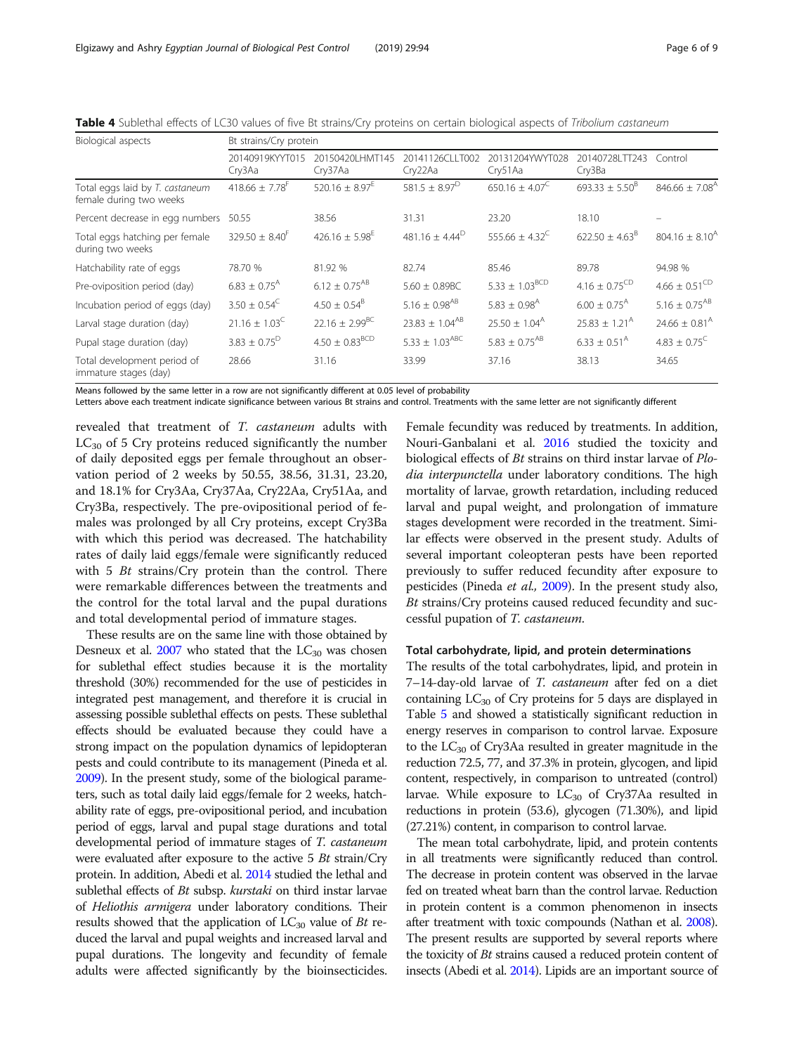**Table 4** Sublethal effects of LC30 values of five Bt strains/Cry proteins on certain biological aspects of *Tribolium castaneum*

| Biological aspects | Bt strains/Cry protein | | | | | |
|---|---|---|---|---|---|---|
| | 20140919KYYT015 Cry3Aa | 20150420LHMT145 Cry37Aa | 20141126CLLT002 Cry22Aa | 20131204YWYT028 Cry51Aa | 20140728LTT243 Cry3Ba | Control |
| Total eggs laid by *T. castaneum* female during two weeks | $418.66 \pm 7.78^{F}$ | $520.16 \pm 8.97^{E}$ | $581.5 \pm 8.97^{D}$ | $650.16 \pm 4.07^{C}$ | $693.33 \pm 5.50^{B}$ | $846.66 \pm 7.08^{A}$ |
| Percent decrease in egg numbers | 50.55 | 38.56 | 31.31 | 23.20 | 18.10 | – |
| Total eggs hatching per female during two weeks | $329.50 \pm 8.40^{F}$ | $426.16 \pm 5.98^{E}$ | $481.16 \pm 4.44^{D}$ | $555.66 \pm 4.32^{C}$ | $622.50 \pm 4.63^{B}$ | $804.16 \pm 8.10^{A}$ |
| Hatchability rate of eggs | 78.70 % | 81.92 % | 82.74 | 85.46 | 89.78 | 94.98 % |
| Pre-oviposition period (day) | $6.83 \pm 0.75^{A}$ | $6.12 \pm 0.75^{AB}$ | $5.60 \pm 0.89BC$ | $5.33 \pm 1.03^{BCD}$ | $4.16 \pm 0.75^{CD}$ | $4.66 \pm 0.51^{CD}$ |
| Incubation period of eggs (day) | $3.50 \pm 0.54^{C}$ | $4.50 \pm 0.54^{B}$ | $5.16 \pm 0.98^{AB}$ | $5.83 \pm 0.98^{A}$ | $6.00 \pm 0.75^{A}$ | $5.16 \pm 0.75^{AB}$ |
| Larval stage duration (day) | $21.16 \pm 1.03^{C}$ | $22.16 \pm 2.99^{BC}$ | $23.83 \pm 1.04^{AB}$ | $25.50 \pm 1.04^{A}$ | $25.83 \pm 1.21^{A}$ | $24.66 \pm 0.81^{A}$ |
| Pupal stage duration (day) | $3.83 \pm 0.75^{D}$ | $4.50 \pm 0.83^{BCD}$ | $5.33 \pm 1.03^{ABC}$ | $5.83 \pm 0.75^{AB}$ | $6.33 \pm 0.51^{A}$ | $4.83 \pm 0.75^{C}$ |
| Total development period of immature stages (day) | 28.66 | 31.16 | 33.99 | 37.16 | 38.13 | 34.65 |

Means followed by the same letter in a row are not significantly different at 0.05 level of probability
Letters above each treatment indicate significance between various Bt strains and control. Treatments with the same letter are not significantly different

revealed that treatment of *T. castaneum* adults with $LC_{30}$ of 5 Cry proteins reduced significantly the number of daily deposited eggs per female throughout an observation period of 2 weeks by 50.55, 38.56, 31.31, 23.20, and 18.1% for Cry3Aa, Cry37Aa, Cry22Aa, Cry51Aa, and Cry3Ba, respectively. The pre-ovipositional period of females was prolonged by all Cry proteins, except Cry3Ba with which this period was decreased. The hatchability rates of daily laid eggs/female were significantly reduced with 5 *Bt* strains/Cry protein than the control. There were remarkable differences between the treatments and the control for the total larval and the pupal durations and total developmental period of immature stages.

These results are on the same line with those obtained by Desneux et al. 2007 who stated that the $LC_{30}$ was chosen for sublethal effect studies because it is the mortality threshold (30%) recommended for the use of pesticides in integrated pest management, and therefore it is crucial in assessing possible sublethal effects on pests. These sublethal effects should be evaluated because they could have a strong impact on the population dynamics of lepidopteran pests and could contribute to its management (Pineda et al. 2009). In the present study, some of the biological parameters, such as total daily laid eggs/female for 2 weeks, hatchability rate of eggs, pre-ovipositional period, and incubation period of eggs, larval and pupal stage durations and total developmental period of immature stages of *T. castaneum* were evaluated after exposure to the active 5 *Bt* strain/Cry protein. In addition, Abedi et al. 2014 studied the lethal and sublethal effects of *Bt* subsp. *kurstaki* on third instar larvae of *Heliothis armigera* under laboratory conditions. Their results showed that the application of $LC_{30}$ value of *Bt* reduced the larval and pupal weights and increased larval and pupal durations. The longevity and fecundity of female adults were affected significantly by the bioinsecticides. Female fecundity was reduced by treatments. In addition, Nouri-Ganbalani et al. 2016 studied the toxicity and biological effects of *Bt* strains on third instar larvae of *Plodia interpunctella* under laboratory conditions. The high mortality of larvae, growth retardation, including reduced larval and pupal weight, and prolongation of immature stages development were recorded in the treatment. Similar effects were observed in the present study. Adults of several important coleopteran pests have been reported previously to suffer reduced fecundity after exposure to pesticides (Pineda *et al.,* 2009). In the present study also, *Bt* strains/Cry proteins caused reduced fecundity and successful pupation of *T. castaneum*.

### Total carbohydrate, lipid, and protein determinations

The results of the total carbohydrates, lipid, and protein in 7–14-day-old larvae of *T. castaneum* after fed on a diet containing $LC_{30}$ of Cry proteins for 5 days are displayed in Table 5 and showed a statistically significant reduction in energy reserves in comparison to control larvae. Exposure to the $LC_{30}$ of Cry3Aa resulted in greater magnitude in the reduction 72.5, 77, and 37.3% in protein, glycogen, and lipid content, respectively, in comparison to untreated (control) larvae. While exposure to $LC_{30}$ of Cry37Aa resulted in reductions in protein (53.6), glycogen (71.30%), and lipid (27.21%) content, in comparison to control larvae.

The mean total carbohydrate, lipid, and protein contents in all treatments were significantly reduced than control. The decrease in protein content was observed in the larvae fed on treated wheat barn than the control larvae. Reduction in protein content is a common phenomenon in insects after treatment with toxic compounds (Nathan et al. 2008). The present results are supported by several reports where the toxicity of *Bt* strains caused a reduced protein content of insects (Abedi et al. 2014). Lipids are an important source of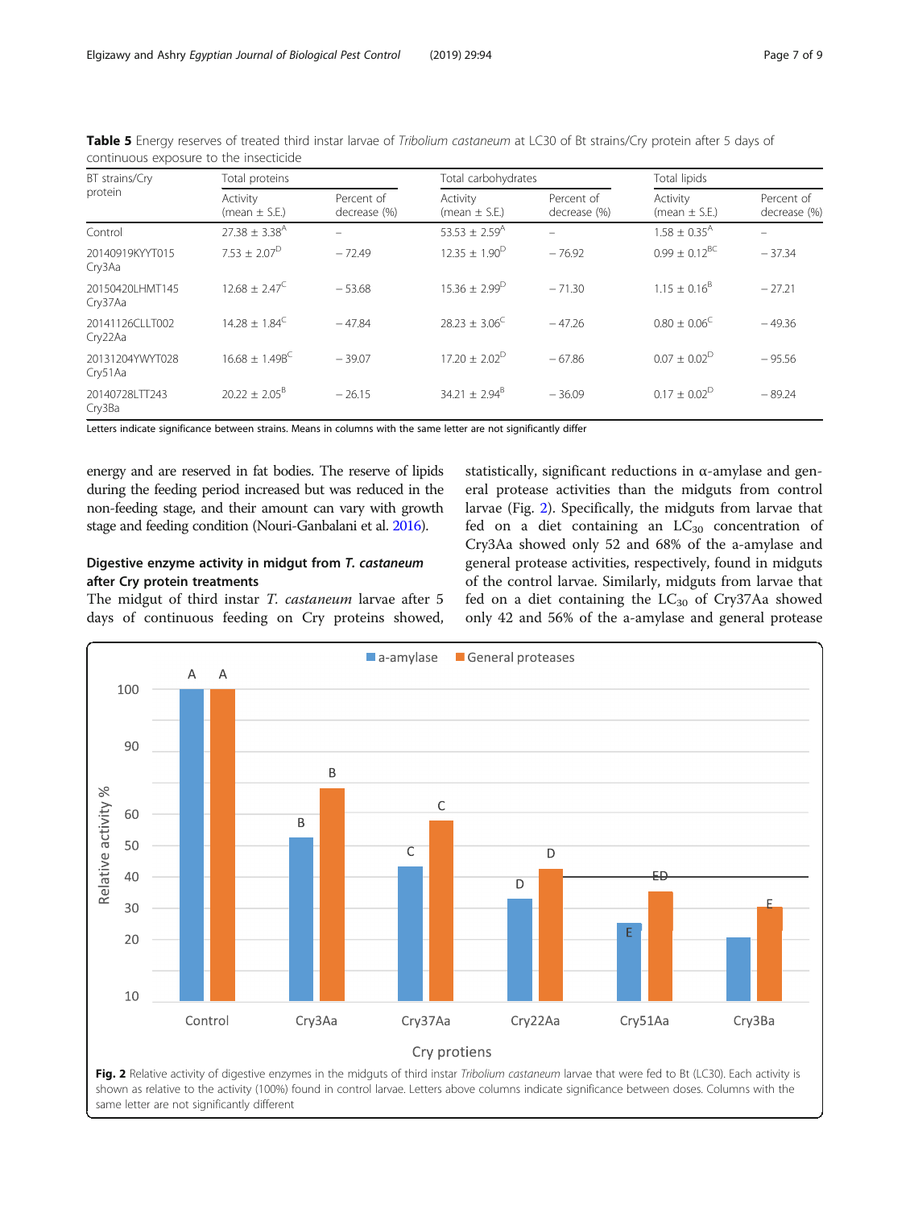**Table 5** Energy reserves of treated third instar larvae of *Tribolium castaneum* at LC30 of Bt strains/Cry protein after 5 days of continuous exposure to the insecticide

| BT strains/Cry protein | Total proteins | | Total carbohydrates | | Total lipids | |
|---|---|---|---|---|---|---|
| | Activity (mean ± S.E.) | Percent of decrease (%) | Activity (mean ± S.E.) | Percent of decrease (%) | Activity (mean ± S.E.) | Percent of decrease (%) |
| Control | 27.38 ± 3.38[A] | – | 53.53 ± 2.59[A] | – | 1.58 ± 0.35[A] | – |
| 20140919KYYT015 Cry3Aa | 7.53 ± 2.07[D] | − 72.49 | 12.35 ± 1.90[D] | − 76.92 | 0.99 ± 0.12[BC] | − 37.34 |
| 20150420LHMT145 Cry37Aa | 12.68 ± 2.47[C] | − 53.68 | 15.36 ± 2.99[D] | − 71.30 | 1.15 ± 0.16[B] | − 27.21 |
| 20141126CLLT002 Cry22Aa | 14.28 ± 1.84[C] | − 47.84 | 28.23 ± 3.06[C] | − 47.26 | 0.80 ± 0.06[C] | − 49.36 |
| 20131204YWYT028 Cry51Aa | 16.68 ± 1.49B[C] | − 39.07 | 17.20 ± 2.02[D] | − 67.86 | 0.07 ± 0.02[D] | − 95.56 |
| 20140728LTT243 Cry3Ba | 20.22 ± 2.05[B] | − 26.15 | 34.21 ± 2.94[B] | − 36.09 | 0.17 ± 0.02[D] | − 89.24 |

Letters indicate significance between strains. Means in columns with the same letter are not significantly differ

energy and are reserved in fat bodies. The reserve of lipids during the feeding period increased but was reduced in the non-feeding stage, and their amount can vary with growth stage and feeding condition (Nouri-Ganbalani et al. 2016).

### Digestive enzyme activity in midgut from *T. castaneum* after Cry protein treatments

The midgut of third instar *T. castaneum* larvae after 5 days of continuous feeding on Cry proteins showed, statistically, significant reductions in α-amylase and general protease activities than the midguts from control larvae (Fig. 2). Specifically, the midguts from larvae that fed on a diet containing an $LC_{30}$ concentration of Cry3Aa showed only 52 and 68% of the a-amylase and general protease activities, respectively, found in midguts of the control larvae. Similarly, midguts from larvae that fed on a diet containing the $LC_{30}$ of Cry37Aa showed only 42 and 56% of the a-amylase and general protease

**Fig. 2** Relative activity of digestive enzymes in the midguts of third instar *Tribolium castaneum* larvae that were fed to Bt (LC30). Each activity is shown as relative to the activity (100%) found in control larvae. Letters above columns indicate significance between doses. Columns with the same letter are not significantly different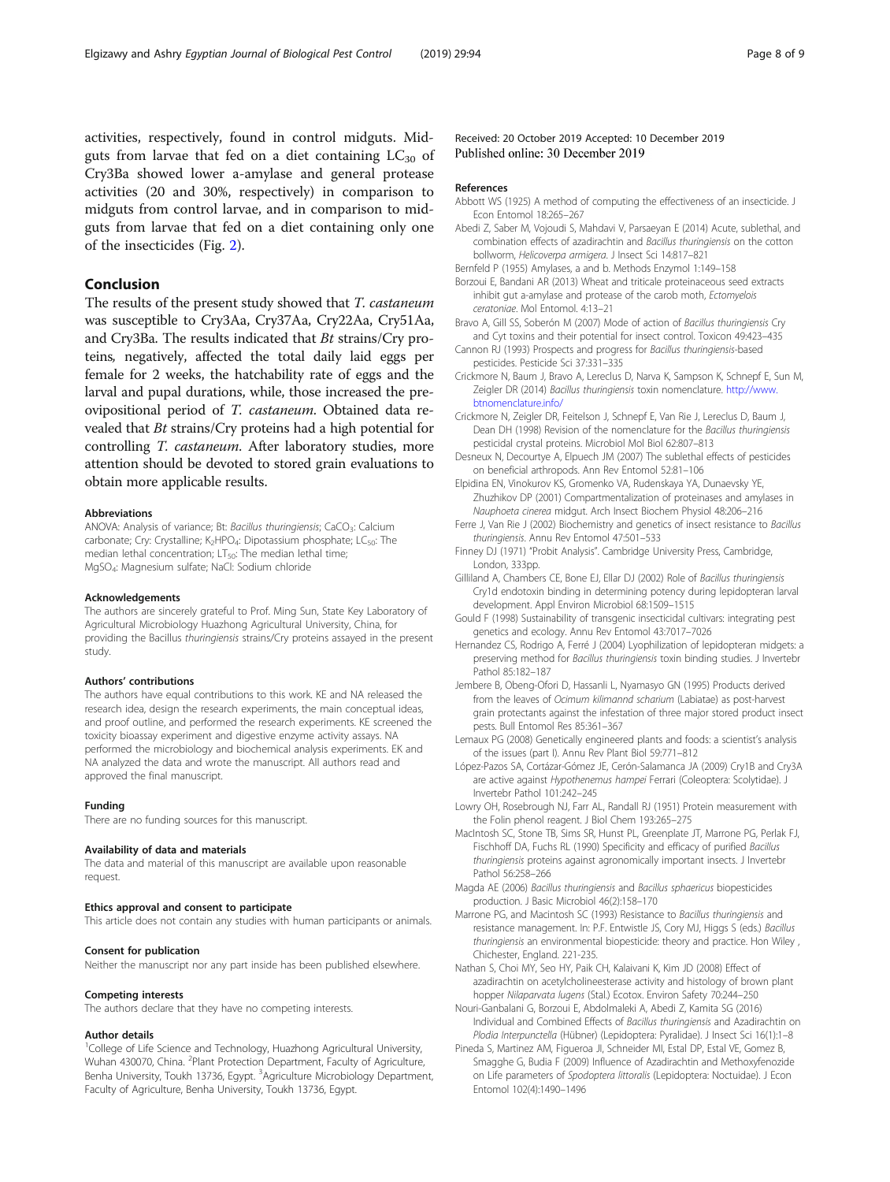activities, respectively, found in control midguts. Midguts from larvae that fed on a diet containing $LC_{30}$ of Cry3Ba showed lower a-amylase and general protease activities (20 and 30%, respectively) in comparison to midguts from control larvae, and in comparison to midguts from larvae that fed on a diet containing only one of the insecticides (Fig. 2).

## Conclusion

The results of the present study showed that *T. castaneum* was susceptible to Cry3Aa, Cry37Aa, Cry22Aa, Cry51Aa, and Cry3Ba. The results indicated that *Bt* strains/Cry proteins, negatively, affected the total daily laid eggs per female for 2 weeks, the hatchability rate of eggs and the larval and pupal durations, while, those increased the pre-ovipositional period of *T. castaneum*. Obtained data revealed that *Bt* strains/Cry proteins had a high potential for controlling *T. castaneum*. After laboratory studies, more attention should be devoted to stored grain evaluations to obtain more applicable results.

#### Abbreviations

ANOVA: Analysis of variance; Bt: *Bacillus thuringiensis*; $CaCO_3$: Calcium carbonate; Cry: Crystalline; $K_2HPO_4$: Dipotassium phosphate; $LC_{50}$: The median lethal concentration; $LT_{50}$: The median lethal time; $MgSO_4$: Magnesium sulfate; NaCl: Sodium chloride

#### Acknowledgements

The authors are sincerely grateful to Prof. Ming Sun, State Key Laboratory of Agricultural Microbiology Huazhong Agricultural University, China, for providing the Bacillus *thuringiensis* strains/Cry proteins assayed in the present study.

#### Authors' contributions

The authors have equal contributions to this work. KE and NA released the research idea, design the research experiments, the main conceptual ideas, and proof outline, and performed the research experiments. KE screened the toxicity bioassay experiment and digestive enzyme activity assays. NA performed the microbiology and biochemical analysis experiments. EK and NA analyzed the data and wrote the manuscript. All authors read and approved the final manuscript.

#### Funding

There are no funding sources for this manuscript.

#### Availability of data and materials

The data and material of this manuscript are available upon reasonable request.

#### Ethics approval and consent to participate

This article does not contain any studies with human participants or animals.

#### Consent for publication

Neither the manuscript nor any part inside has been published elsewhere.

#### Competing interests

The authors declare that they have no competing interests.

#### Author details

[1]College of Life Science and Technology, Huazhong Agricultural University, Wuhan 430070, China. [2]Plant Protection Department, Faculty of Agriculture, Benha University, Toukh 13736, Egypt. [3]Agriculture Microbiology Department, Faculty of Agriculture, Benha University, Toukh 13736, Egypt.

Received: 20 October 2019 Accepted: 10 December 2019
Published online: 30 December 2019

#### References

Abbott WS (1925) A method of computing the effectiveness of an insecticide. J Econ Entomol 18:265–267

Abedi Z, Saber M, Vojoudi S, Mahdavi V, Parsaeyan E (2014) Acute, sublethal, and combination effects of azadirachtin and *Bacillus thuringiensis* on the cotton bollworm, *Helicoverpa armigera*. J Insect Sci 14:817–821

Bernfeld P (1955) Amylases, a and b. Methods Enzymol 1:149–158

Borzoui E, Bandani AR (2013) Wheat and triticale proteinaceous seed extracts inhibit gut a-amylase and protease of the carob moth, *Ectomyelois ceratoniae*. Mol Entomol. 4:13–21

Bravo A, Gill SS, Soberón M (2007) Mode of action of *Bacillus thuringiensis* Cry and Cyt toxins and their potential for insect control. Toxicon 49:423–435

Cannon RJ (1993) Prospects and progress for *Bacillus thuringiensis*-based pesticides. Pesticide Sci 37:331–335

Crickmore N, Baum J, Bravo A, Lereclus D, Narva K, Sampson K, Schnepf E, Sun M, Zeigler DR (2014) *Bacillus thuringiensis* toxin nomenclature. http://www.btnomenclature.info/

Crickmore N, Zeigler DR, Feitelson J, Schnepf E, Van Rie J, Lereclus D, Baum J, Dean DH (1998) Revision of the nomenclature for the *Bacillus thuringiensis* pesticidal crystal proteins. Microbiol Mol Biol 62:807–813

Desneux N, Decourtye A, Elpuech JM (2007) The sublethal effects of pesticides on beneficial arthropods. Ann Rev Entomol 52:81–106

Elpidina EN, Vinokurov KS, Gromenko VA, Rudenskaya YA, Dunaevsky YE, Zhuzhikov DP (2001) Compartmentalization of proteinases and amylases in *Nauphoeta cinerea* midgut. Arch Insect Biochem Physiol 48:206–216

Ferre J, Van Rie J (2002) Biochemistry and genetics of insect resistance to *Bacillus thuringiensis*. Annu Rev Entomol 47:501–533

Finney DJ (1971) "Probit Analysis". Cambridge University Press, Cambridge, London, 333pp.

Gilliland A, Chambers CE, Bone EJ, Ellar DJ (2002) Role of *Bacillus thuringiensis* Cry1d endotoxin binding in determining potency during lepidopteran larval development. Appl Environ Microbiol 68:1509–1515

Gould F (1998) Sustainability of transgenic insecticidal cultivars: integrating pest genetics and ecology. Annu Rev Entomol 43:7017–7026

Hernandez CS, Rodrigo A, Ferré J (2004) Lyophilization of lepidopteran midgets: a preserving method for *Bacillus thuringiensis* toxin binding studies. J Invertebr Pathol 85:182–187

Jembere B, Obeng-Ofori D, Hassanli L, Nyamasyo GN (1995) Products derived from the leaves of *Ocimum kilimannd scharium* (Labiatae) as post-harvest grain protectants against the infestation of three major stored product insect pests. Bull Entomol Res 85:361–367

Lemaux PG (2008) Genetically engineered plants and foods: a scientist's analysis of the issues (part I). Annu Rev Plant Biol 59:771–812

López-Pazos SA, Cortázar-Gómez JE, Cerón-Salamanca JA (2009) Cry1B and Cry3A are active against *Hypothenemus hampei* Ferrari (Coleoptera: Scolytidae). J Invertebr Pathol 101:242–245

Lowry OH, Rosebrough NJ, Farr AL, Randall RJ (1951) Protein measurement with the Folin phenol reagent. J Biol Chem 193:265–275

MacIntosh SC, Stone TB, Sims SR, Hunst PL, Greenplate JT, Marrone PG, Perlak FJ, Fischhoff DA, Fuchs RL (1990) Specificity and efficacy of purified *Bacillus thuringiensis* proteins against agronomically important insects. J Invertebr Pathol 56:258–266

Magda AE (2006) *Bacillus thuringiensis* and *Bacillus sphaericus* biopesticides production. J Basic Microbiol 46(2):158–170

Marrone PG, and Macintosh SC (1993) Resistance to *Bacillus thuringiensis* and resistance management. In: P.F. Entwistle JS, Cory MJ, Higgs S (eds.) *Bacillus thuringiensis* an environmental biopesticide: theory and practice. Hon Wiley , Chichester, England. 221-235.

Nathan S, Choi MY, Seo HY, Paik CH, Kalaivani K, Kim JD (2008) Effect of azadirachtin on acetylcholineesterase activity and histology of brown plant hopper *Nilaparvata lugens* (Stal.) Ecotox. Environ Safety 70:244–250

Nouri-Ganbalani G, Borzoui E, Abdolmaleki A, Abedi Z, Kamita SG (2016) Individual and Combined Effects of *Bacillus thuringiensis* and Azadirachtin on *Plodia Interpunctella* (Hübner) (Lepidoptera: Pyralidae). J Insect Sci 16(1):1–8

Pineda S, Martinez AM, Figueroa JI, Schneider MI, Estal DP, Estal VE, Gomez B, Smagghe G, Budia F (2009) Influence of Azadirachtin and Methoxyfenozide on Life parameters of *Spodoptera littoralis* (Lepidoptera: Noctuidae). J Econ Entomol 102(4):1490–1496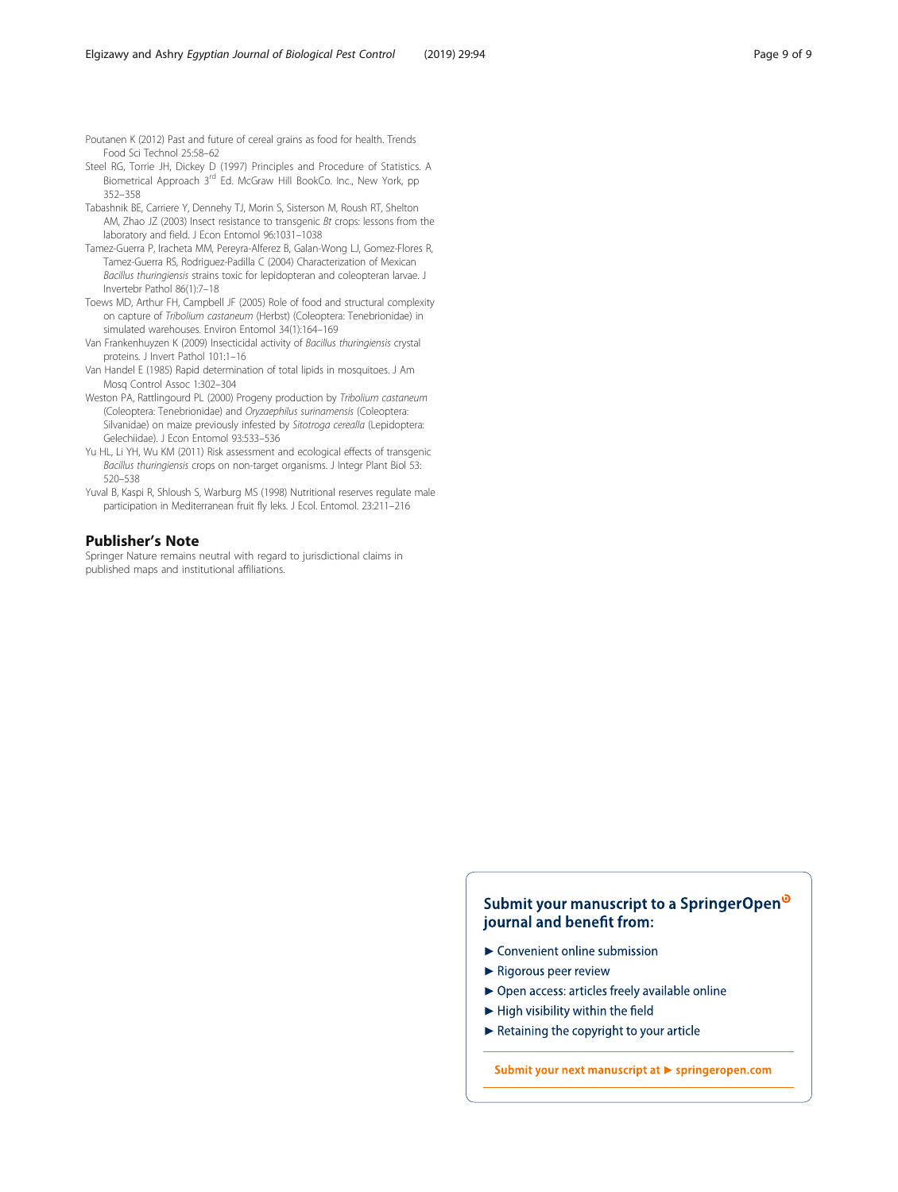Poutanen K (2012) Past and future of cereal grains as food for health. Trends Food Sci Technol 25:58–62

Steel RG, Torrie JH, Dickey D (1997) Principles and Procedure of Statistics. A Biometrical Approach 3rd Ed. McGraw Hill BookCo. Inc., New York, pp 352–358

Tabashnik BE, Carriere Y, Dennehy TJ, Morin S, Sisterson M, Roush RT, Shelton AM, Zhao JZ (2003) Insect resistance to transgenic *Bt* crops: lessons from the laboratory and field. J Econ Entomol 96:1031–1038

Tamez-Guerra P, Iracheta MM, Pereyra-Alferez B, Galan-Wong LJ, Gomez-Flores R, Tamez-Guerra RS, Rodriguez-Padilla C (2004) Characterization of Mexican *Bacillus thuringiensis* strains toxic for lepidopteran and coleopteran larvae. J Invertebr Pathol 86(1):7–18

Toews MD, Arthur FH, Campbell JF (2005) Role of food and structural complexity on capture of *Tribolium castaneum* (Herbst) (Coleoptera: Tenebrionidae) in simulated warehouses. Environ Entomol 34(1):164–169

Van Frankenhuyzen K (2009) Insecticidal activity of *Bacillus thuringiensis* crystal proteins. J Invert Pathol 101:1–16

Van Handel E (1985) Rapid determination of total lipids in mosquitoes. J Am Mosq Control Assoc 1:302–304

Weston PA, Rattlingourd PL (2000) Progeny production by *Tribolium castaneum* (Coleoptera: Tenebrionidae) and *Oryzaephilus surinamensis* (Coleoptera: Silvanidae) on maize previously infested by *Sitotroga cerealla* (Lepidoptera: Gelechiidae). J Econ Entomol 93:533–536

Yu HL, Li YH, Wu KM (2011) Risk assessment and ecological effects of transgenic *Bacillus thuringiensis* crops on non-target organisms. J Integr Plant Biol 53: 520–538

Yuval B, Kaspi R, Shloush S, Warburg MS (1998) Nutritional reserves regulate male participation in Mediterranean fruit fly leks. J Ecol. Entomol. 23:211–216

## Publisher's Note

Springer Nature remains neutral with regard to jurisdictional claims in published maps and institutional affiliations.